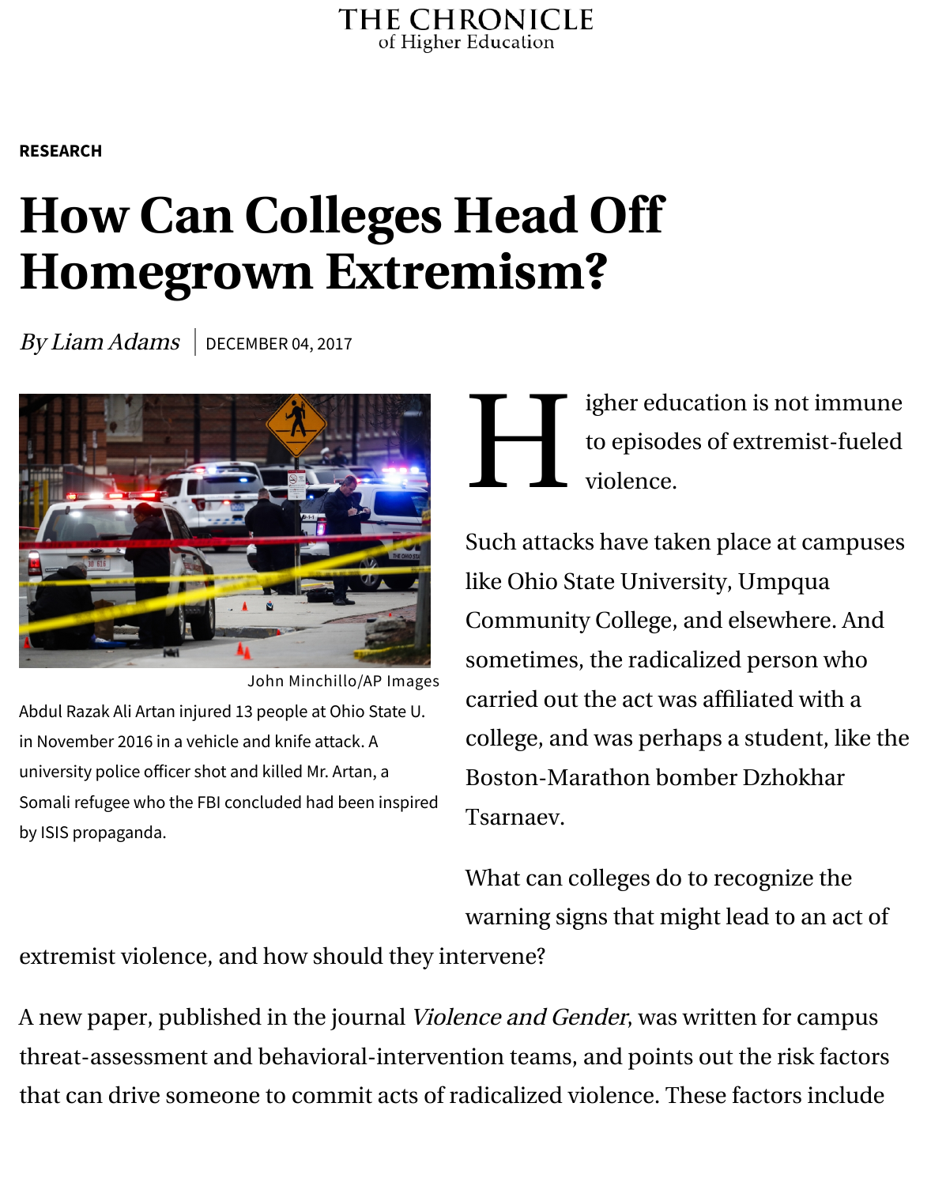THE CHRONICLE
of Higher Education

RESEARCH

# How Can Colleges Head Off Homegrown Extremism?

*By Liam Adams* | DECEMBER 04, 2017

John Minchillo/AP Images

Abdul Razak Ali Artan injured 13 people at Ohio State U. in November 2016 in a vehicle and knife attack. A university police officer shot and killed Mr. Artan, a Somali refugee who the FBI concluded had been inspired by ISIS propaganda.

Higher education is not immune to episodes of extremist-fueled violence.

Such attacks have taken place at campuses like Ohio State University, Umpqua Community College, and elsewhere. And sometimes, the radicalized person who carried out the act was affiliated with a college, and was perhaps a student, like the Boston-Marathon bomber Dzhokhar Tsarnaev.

What can colleges do to recognize the warning signs that might lead to an act of extremist violence, and how should they intervene?

A new paper, published in the journal *Violence and Gender*, was written for campus threat-assessment and behavioral-intervention teams, and points out the risk factors that can drive someone to commit acts of radicalized violence. These factors include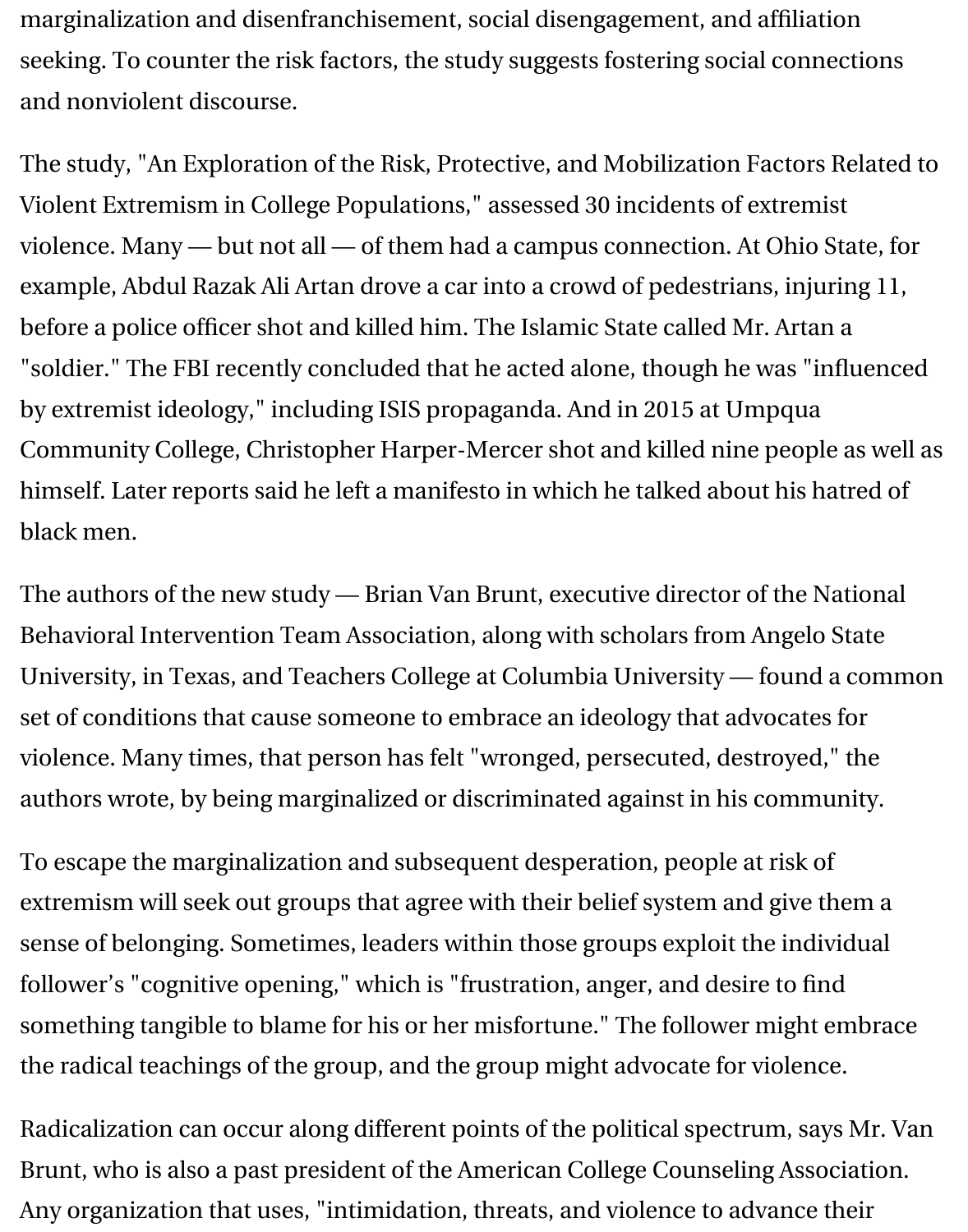marginalization and disenfranchisement, social disengagement, and affiliation seeking. To counter the risk factors, the study suggests fostering social connections and nonviolent discourse.

The study, "An Exploration of the Risk, Protective, and Mobilization Factors Related to Violent Extremism in College Populations," assessed 30 incidents of extremist violence. Many — but not all — of them had a campus connection. At Ohio State, for example, Abdul Razak Ali Artan drove a car into a crowd of pedestrians, injuring 11, before a police officer shot and killed him. The Islamic State called Mr. Artan a "soldier." The FBI recently concluded that he acted alone, though he was "influenced by extremist ideology," including ISIS propaganda. And in 2015 at Umpqua Community College, Christopher Harper-Mercer shot and killed nine people as well as himself. Later reports said he left a manifesto in which he talked about his hatred of black men.

The authors of the new study — Brian Van Brunt, executive director of the National Behavioral Intervention Team Association, along with scholars from Angelo State University, in Texas, and Teachers College at Columbia University — found a common set of conditions that cause someone to embrace an ideology that advocates for violence. Many times, that person has felt "wronged, persecuted, destroyed," the authors wrote, by being marginalized or discriminated against in his community.

To escape the marginalization and subsequent desperation, people at risk of extremism will seek out groups that agree with their belief system and give them a sense of belonging. Sometimes, leaders within those groups exploit the individual follower's "cognitive opening," which is "frustration, anger, and desire to find something tangible to blame for his or her misfortune." The follower might embrace the radical teachings of the group, and the group might advocate for violence.

Radicalization can occur along different points of the political spectrum, says Mr. Van Brunt, who is also a past president of the American College Counseling Association. Any organization that uses, "intimidation, threats, and violence to advance their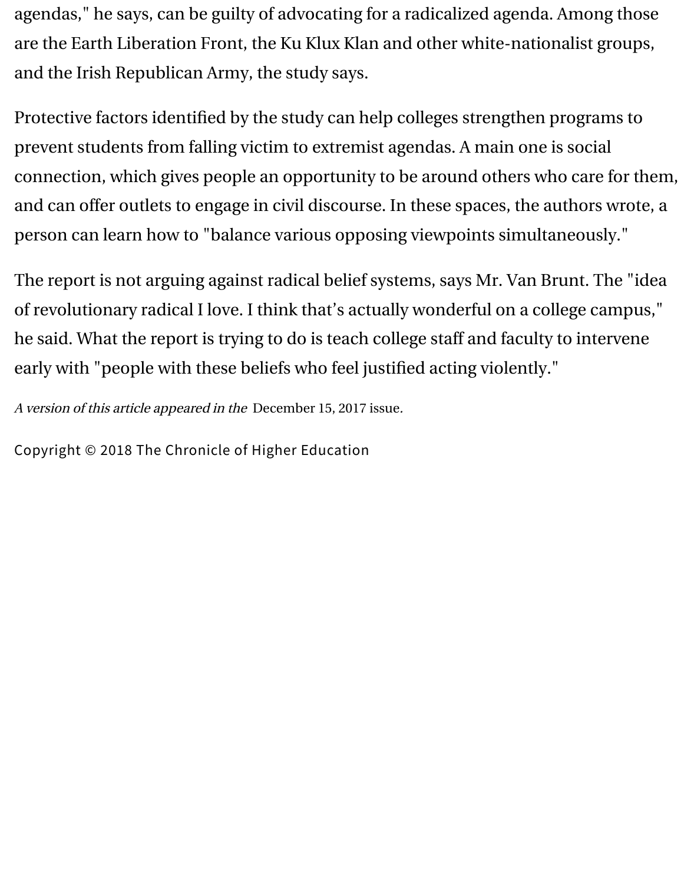agendas," he says, can be guilty of advocating for a radicalized agenda. Among those are the Earth Liberation Front, the Ku Klux Klan and other white-nationalist groups, and the Irish Republican Army, the study says.

Protective factors identified by the study can help colleges strengthen programs to prevent students from falling victim to extremist agendas. A main one is social connection, which gives people an opportunity to be around others who care for them, and can offer outlets to engage in civil discourse. In these spaces, the authors wrote, a person can learn how to "balance various opposing viewpoints simultaneously."

The report is not arguing against radical belief systems, says Mr. Van Brunt. The "idea of revolutionary radical I love. I think that's actually wonderful on a college campus," he said. What the report is trying to do is teach college staff and faculty to intervene early with "people with these beliefs who feel justified acting violently."

*A version of this article appeared in the* December 15, 2017 issue.

Copyright © 2018 The Chronicle of Higher Education